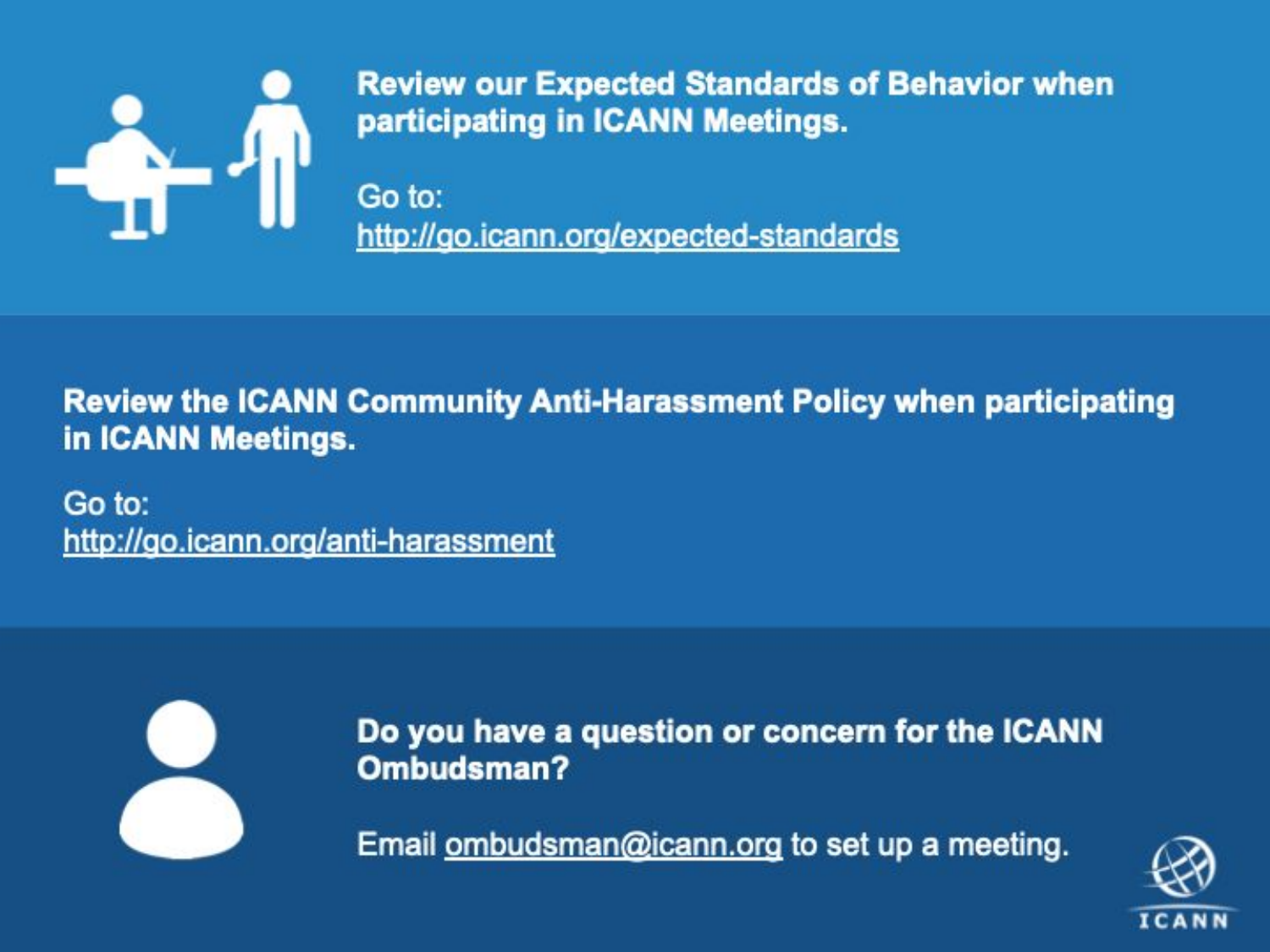**Review our Expected Standards of Behavior when participating in ICANN Meetings.**

Go to:
http://go.icann.org/expected-standards

**Review the ICANN Community Anti-Harassment Policy when participating in ICANN Meetings.**

Go to:
http://go.icann.org/anti-harassment

**Do you have a question or concern for the ICANN Ombudsman?**

Email ombudsman@icann.org to set up a meeting.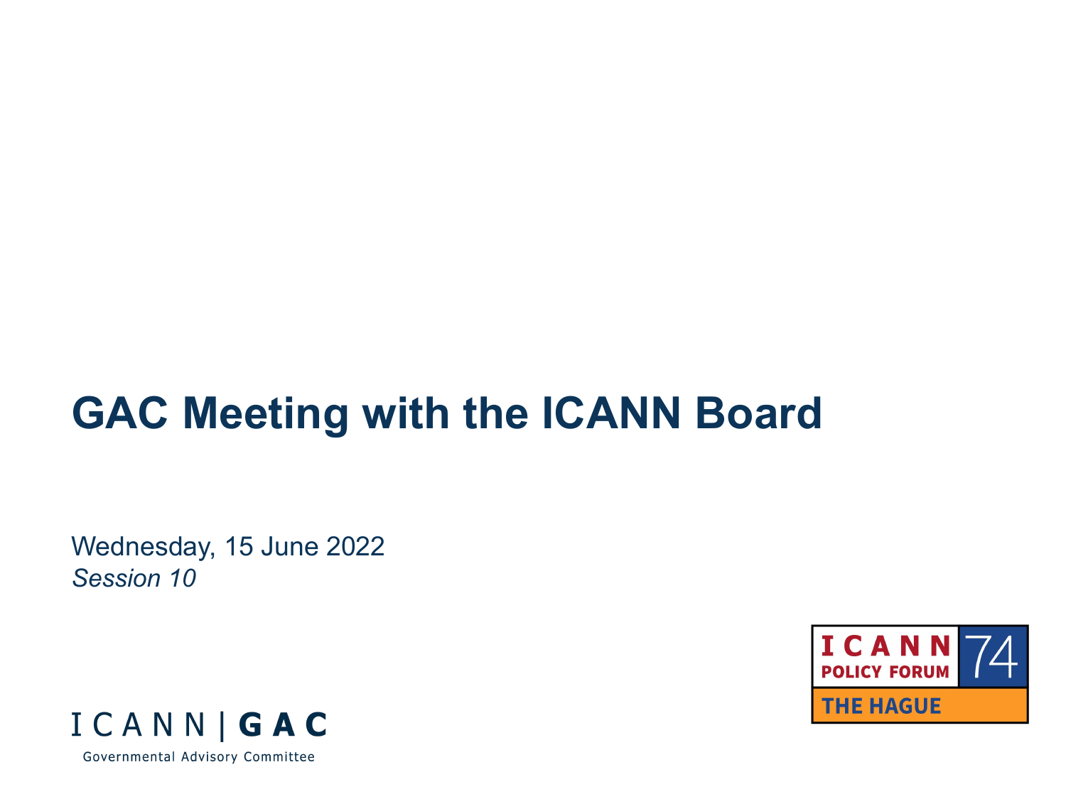# GAC Meeting with the ICANN Board

Wednesday, 15 June 2022

*Session 10*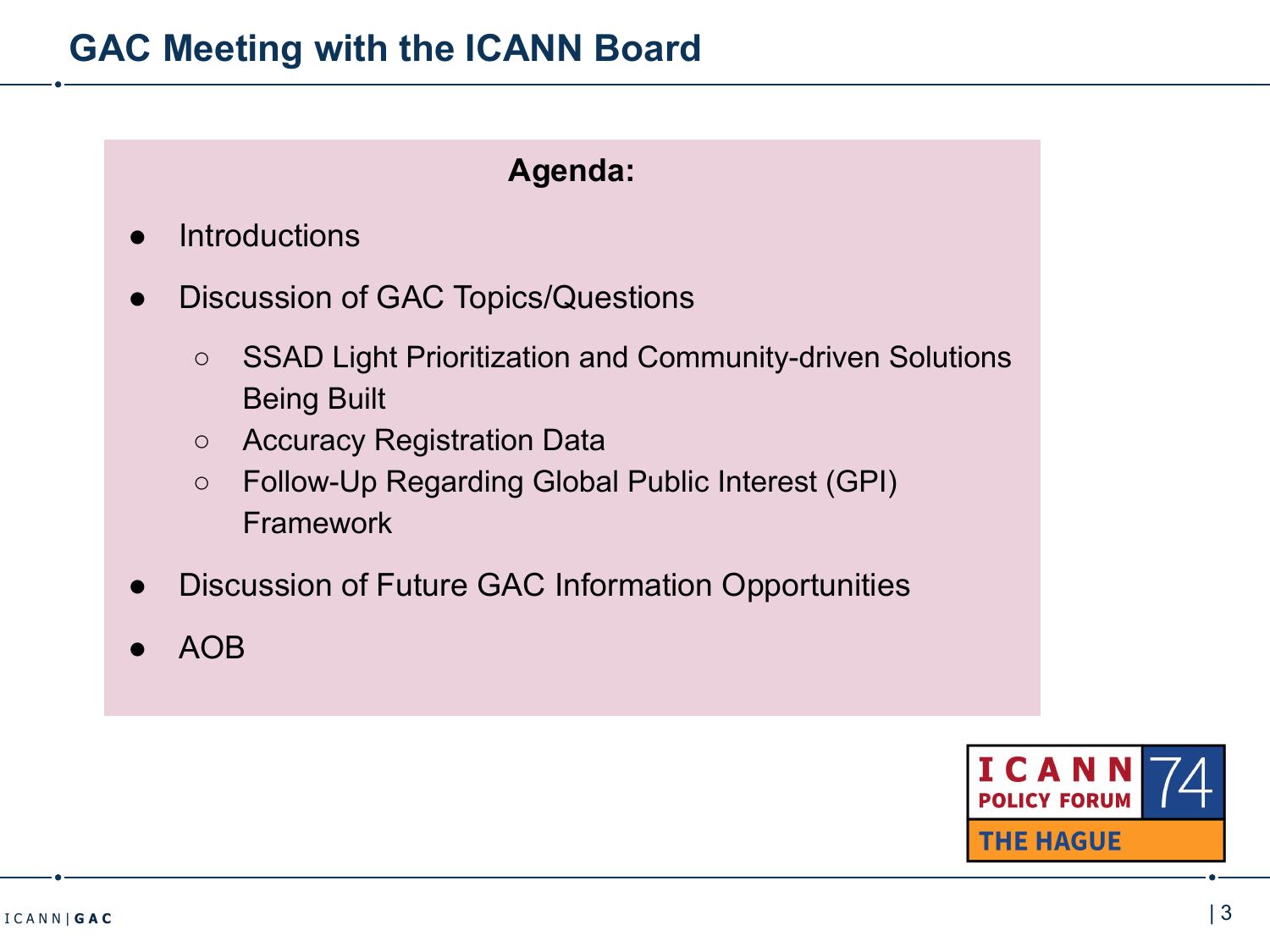# GAC Meeting with the ICANN Board

**Agenda:**

- Introductions
- Discussion of GAC Topics/Questions
  - SSAD Light Prioritization and Community-driven Solutions Being Built
  - Accuracy Registration Data
  - Follow-Up Regarding Global Public Interest (GPI) Framework
- Discussion of Future GAC Information Opportunities
- AOB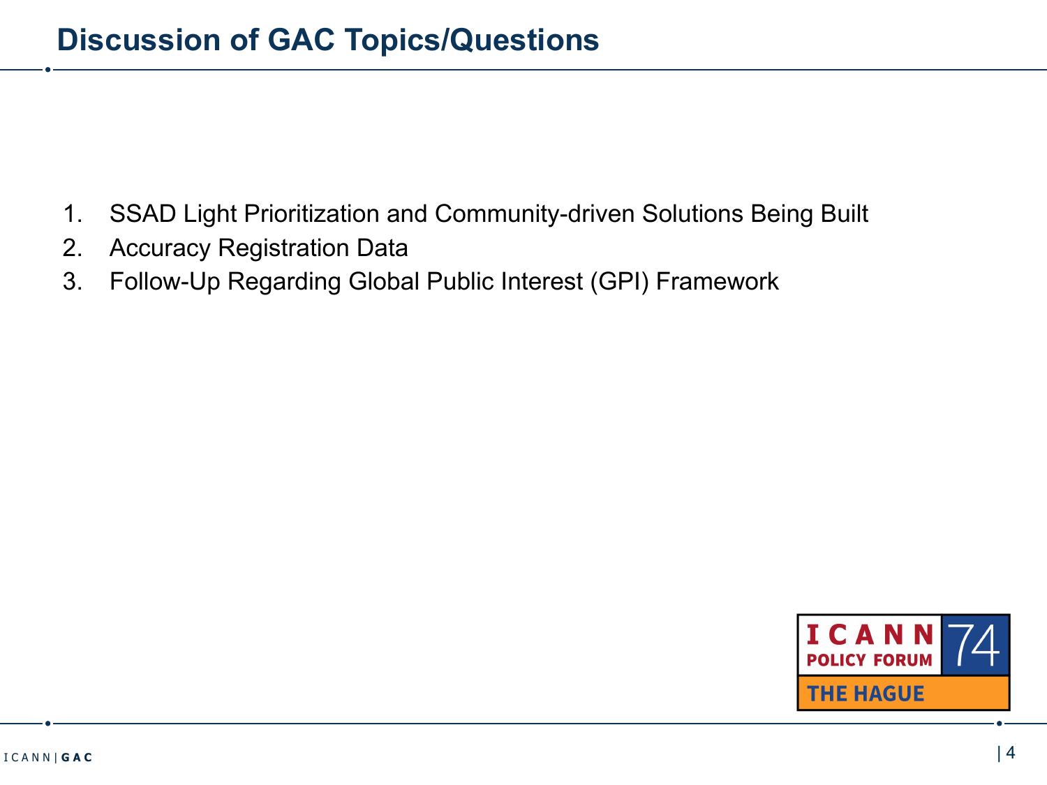# Discussion of GAC Topics/Questions

1. SSAD Light Prioritization and Community-driven Solutions Being Built
2. Accuracy Registration Data
3. Follow-Up Regarding Global Public Interest (GPI) Framework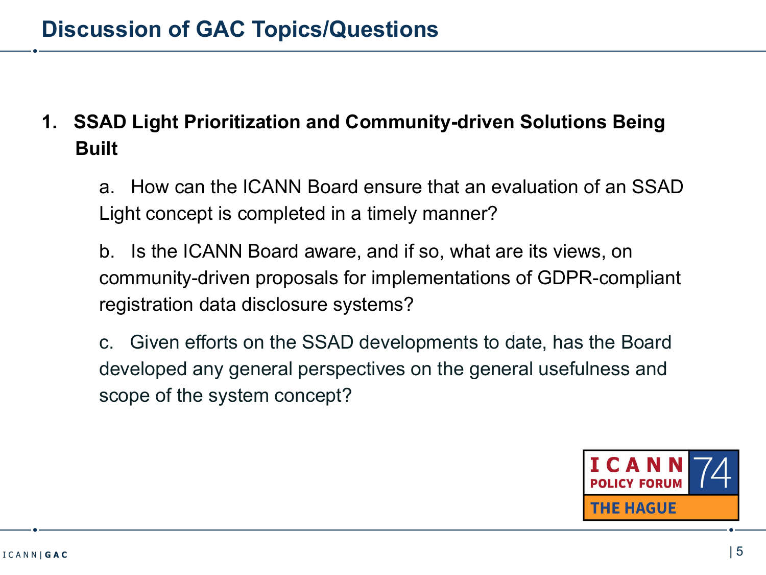# Discussion of GAC Topics/Questions

1. **SSAD Light Prioritization and Community-driven Solutions Being Built**

   a. How can the ICANN Board ensure that an evaluation of an SSAD Light concept is completed in a timely manner?

   b. Is the ICANN Board aware, and if so, what are its views, on community-driven proposals for implementations of GDPR-compliant registration data disclosure systems?

   c. Given efforts on the SSAD developments to date, has the Board developed any general perspectives on the general usefulness and scope of the system concept?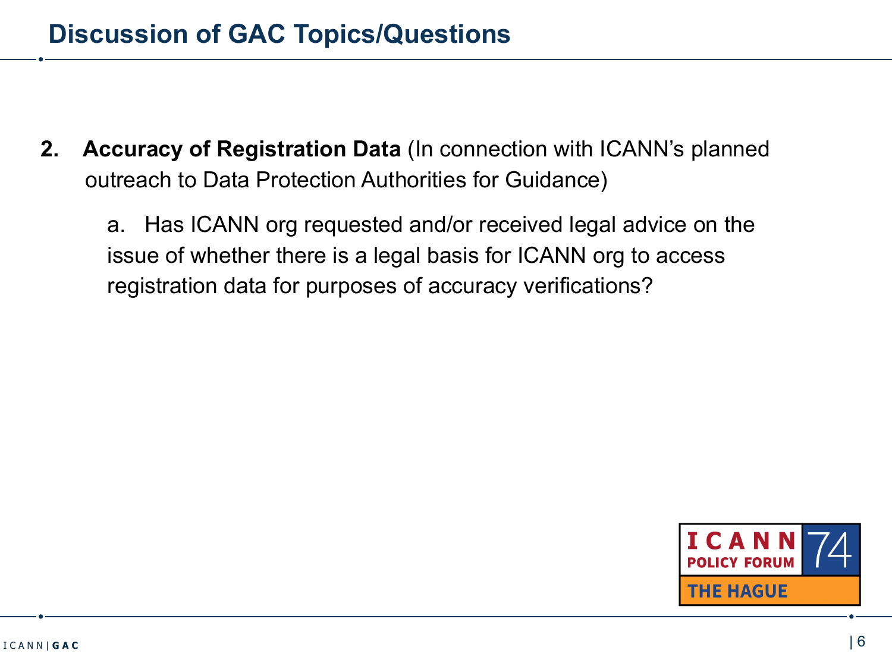# Discussion of GAC Topics/Questions

2. **Accuracy of Registration Data** (In connection with ICANN's planned outreach to Data Protection Authorities for Guidance)

   a. Has ICANN org requested and/or received legal advice on the issue of whether there is a legal basis for ICANN org to access registration data for purposes of accuracy verifications?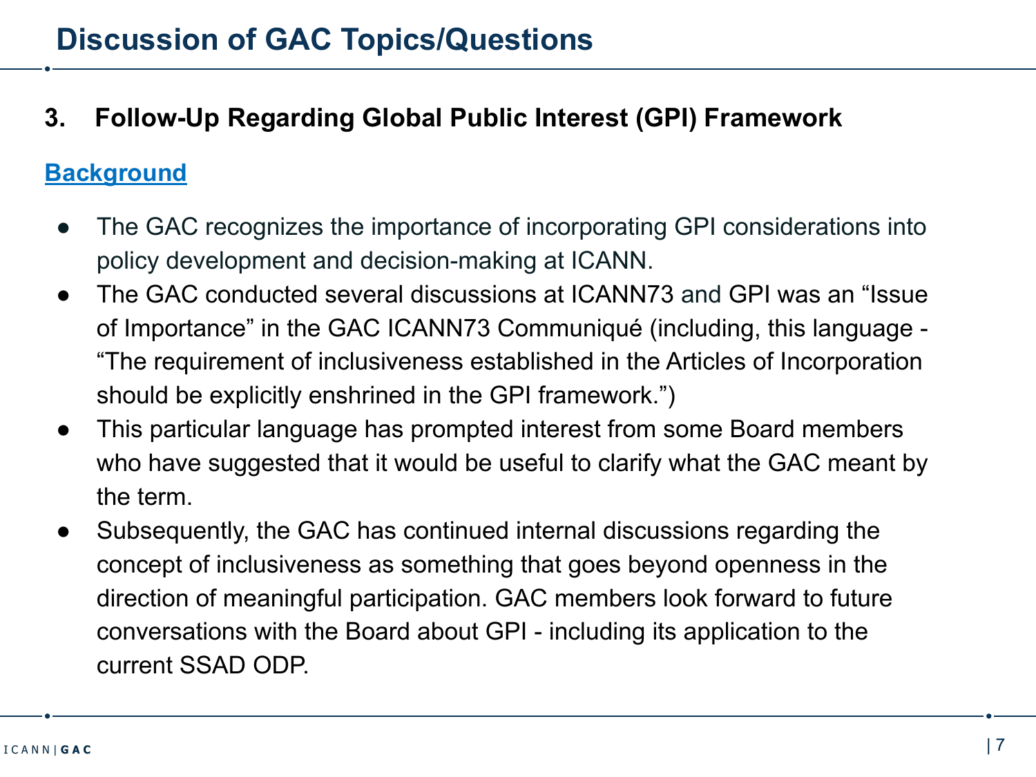# Discussion of GAC Topics/Questions

## 3. Follow-Up Regarding Global Public Interest (GPI) Framework

**Background**

- The GAC recognizes the importance of incorporating GPI considerations into policy development and decision-making at ICANN.
- The GAC conducted several discussions at ICANN73 and GPI was an "Issue of Importance" in the GAC ICANN73 Communiqué (including, this language - "The requirement of inclusiveness established in the Articles of Incorporation should be explicitly enshrined in the GPI framework.")
- This particular language has prompted interest from some Board members who have suggested that it would be useful to clarify what the GAC meant by the term.
- Subsequently, the GAC has continued internal discussions regarding the concept of inclusiveness as something that goes beyond openness in the direction of meaningful participation. GAC members look forward to future conversations with the Board about GPI - including its application to the current SSAD ODP.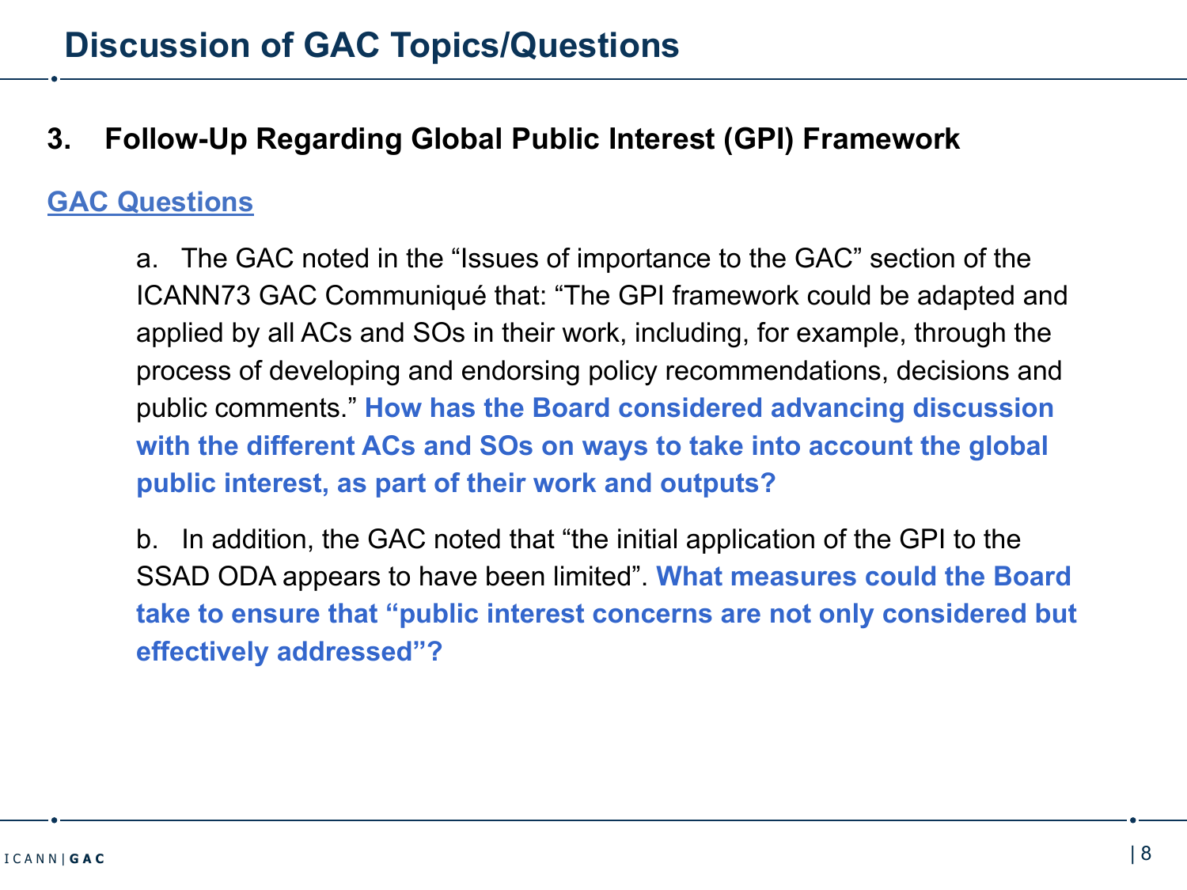# Discussion of GAC Topics/Questions

## 3. Follow-Up Regarding Global Public Interest (GPI) Framework

**GAC Questions**

a. The GAC noted in the “Issues of importance to the GAC” section of the ICANN73 GAC Communiqué that: “The GPI framework could be adapted and applied by all ACs and SOs in their work, including, for example, through the process of developing and endorsing policy recommendations, decisions and public comments.” **How has the Board considered advancing discussion with the different ACs and SOs on ways to take into account the global public interest, as part of their work and outputs?**

b. In addition, the GAC noted that “the initial application of the GPI to the SSAD ODA appears to have been limited”. **What measures could the Board take to ensure that “public interest concerns are not only considered but effectively addressed”?**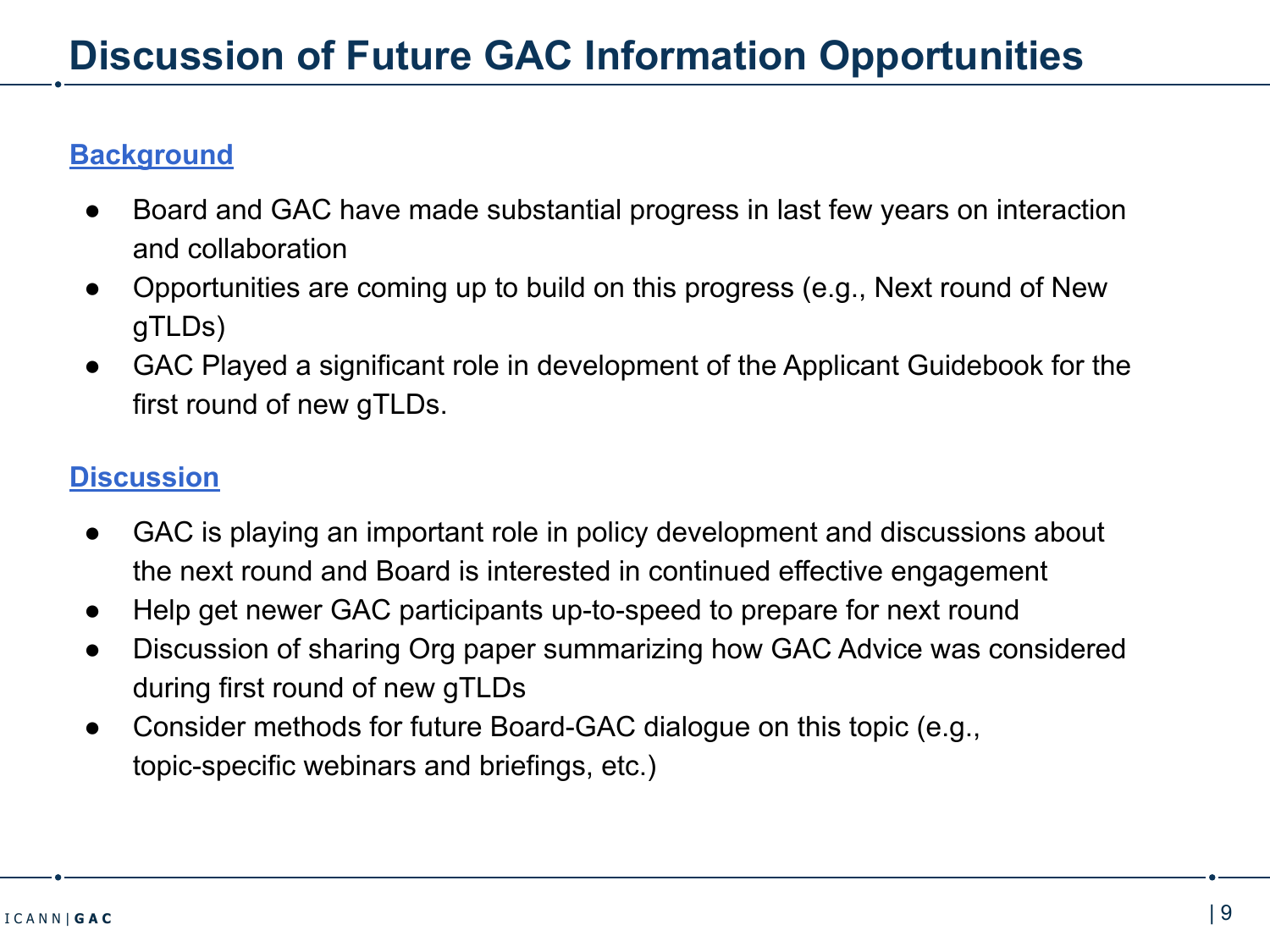# Discussion of Future GAC Information Opportunities

## Background

- Board and GAC have made substantial progress in last few years on interaction and collaboration
- Opportunities are coming up to build on this progress (e.g., Next round of New gTLDs)
- GAC Played a significant role in development of the Applicant Guidebook for the first round of new gTLDs.

## Discussion

- GAC is playing an important role in policy development and discussions about the next round and Board is interested in continued effective engagement
- Help get newer GAC participants up-to-speed to prepare for next round
- Discussion of sharing Org paper summarizing how GAC Advice was considered during first round of new gTLDs
- Consider methods for future Board-GAC dialogue on this topic (e.g., topic-specific webinars and briefings, etc.)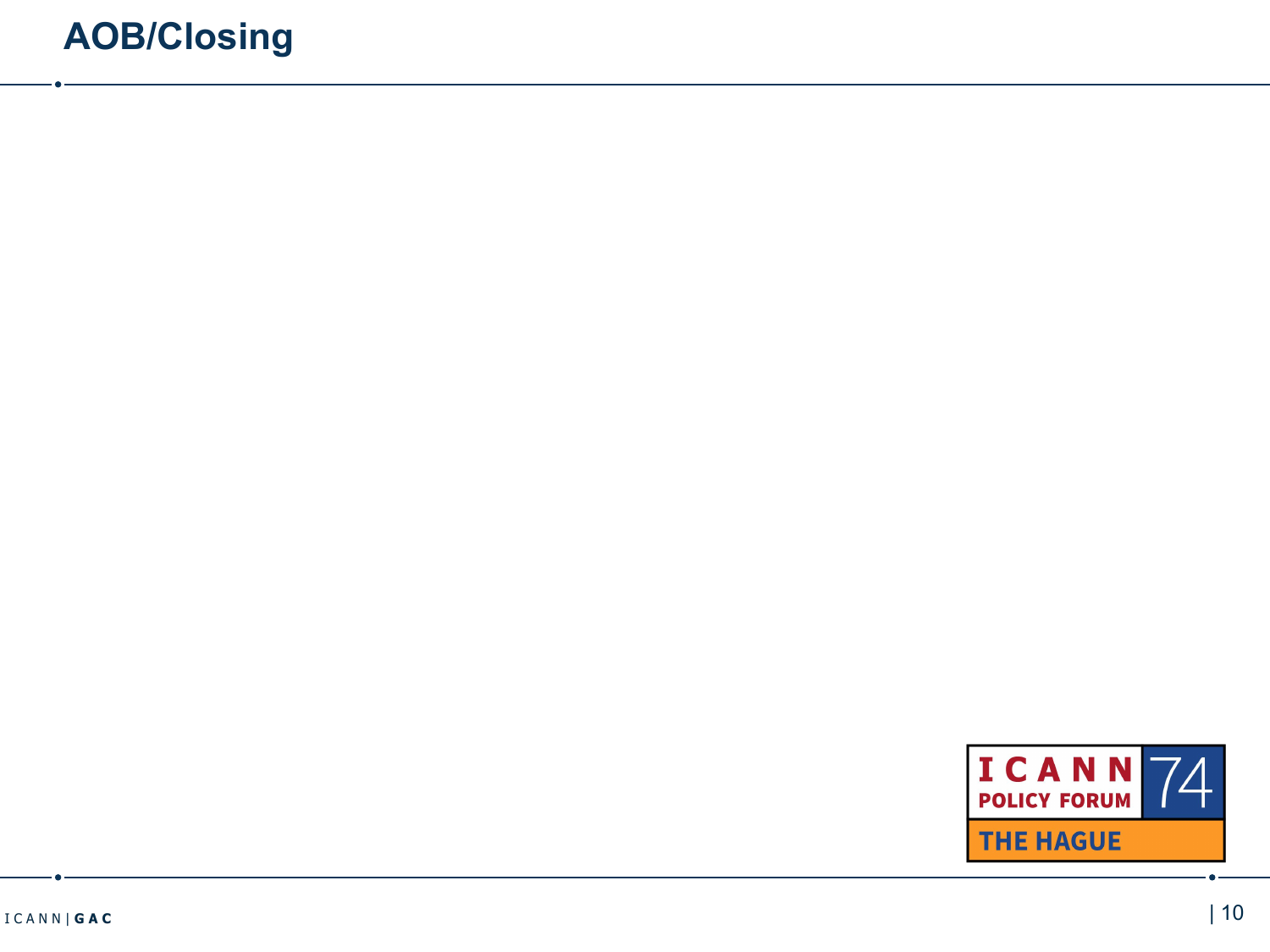# AOB/Closing